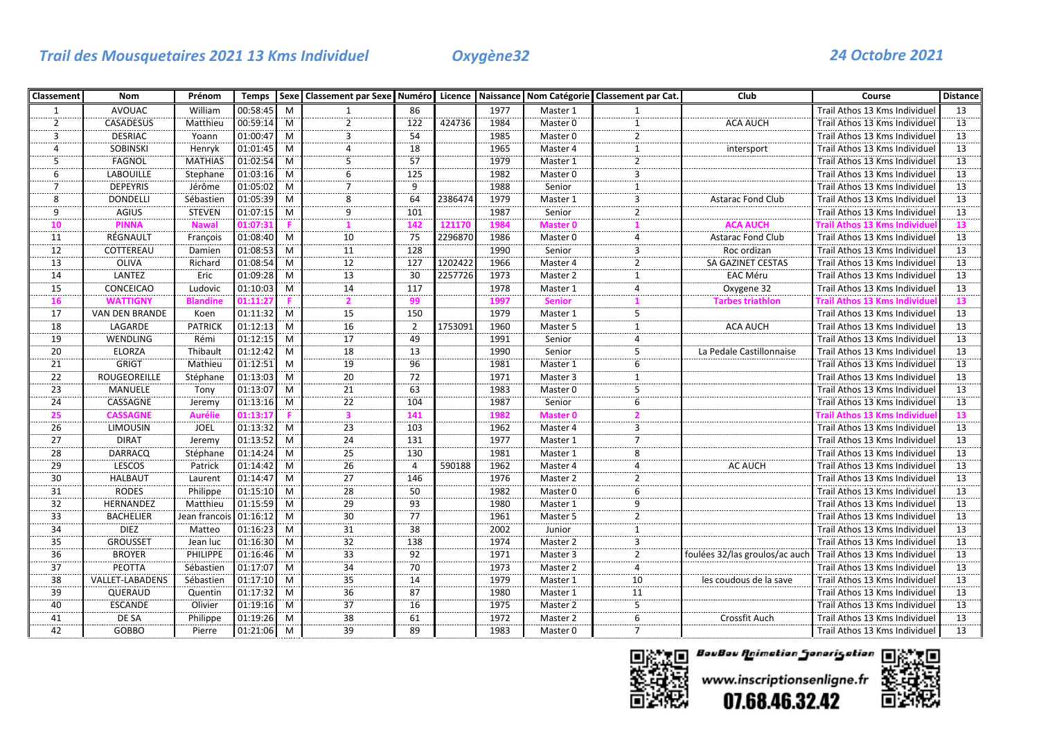*Trail des Mousquetaires 2021 13 Kms Individuel* *Oxygène32* *24 Octobre 2021*

| Classement | Nom | Prénom | Temps | Sexe | Classement par Sexe | Numéro | Licence | Naissance | Nom Catégorie | Classement par Cat. | Club | Course | Distance |
|---|---|---|---|---|---|---|---|---|---|---|---|---|---|
| 1 | AVOUAC | William | 00:58:45 | M | 1 | 86 | | 1977 | Master 1 | 1 | | Trail Athos 13 Kms Individuel | 13 |
| 2 | CASADESUS | Matthieu | 00:59:14 | M | 2 | 122 | 424736 | 1984 | Master 0 | 1 | ACA AUCH | Trail Athos 13 Kms Individuel | 13 |
| 3 | DESRIAC | Yoann | 01:00:47 | M | 3 | 54 | | 1985 | Master 0 | 2 | | Trail Athos 13 Kms Individuel | 13 |
| 4 | SOBINSKI | Henryk | 01:01:45 | M | 4 | 18 | | 1965 | Master 4 | 1 | intersport | Trail Athos 13 Kms Individuel | 13 |
| 5 | FAGNOL | MATHIAS | 01:02:54 | M | 5 | 57 | | 1979 | Master 1 | 2 | | Trail Athos 13 Kms Individuel | 13 |
| 6 | LABOUILLE | Stephane | 01:03:16 | M | 6 | 125 | | 1982 | Master 0 | 3 | | Trail Athos 13 Kms Individuel | 13 |
| 7 | DEPEYRIS | Jérôme | 01:05:02 | M | 7 | 9 | | 1988 | Senior | 1 | | Trail Athos 13 Kms Individuel | 13 |
| 8 | DONDELLI | Sébastien | 01:05:39 | M | 8 | 64 | 2386474 | 1979 | Master 1 | 3 | Astarac Fond Club | Trail Athos 13 Kms Individuel | 13 |
| 9 | AGIUS | STEVEN | 01:07:15 | M | 9 | 101 | | 1987 | Senior | 2 | | Trail Athos 13 Kms Individuel | 13 |
| **10** | **PINNA** | **Nawal** | **01:07:31** | **F** | **1** | **142** | **121170** | **1984** | **Master 0** | **1** | **ACA AUCH** | **Trail Athos 13 Kms Individuel** | **13** |
| 11 | RÉGNAULT | François | 01:08:40 | M | 10 | 75 | 2296870 | 1986 | Master 0 | 4 | Astarac Fond Club | Trail Athos 13 Kms Individuel | 13 |
| 12 | COTTEREAU | Damien | 01:08:53 | M | 11 | 128 | | 1990 | Senior | 3 | Roc ordizan | Trail Athos 13 Kms Individuel | 13 |
| 13 | OLIVA | Richard | 01:08:54 | M | 12 | 127 | 1202422 | 1966 | Master 4 | 2 | SA GAZINET CESTAS | Trail Athos 13 Kms Individuel | 13 |
| 14 | LANTEZ | Eric | 01:09:28 | M | 13 | 30 | 2257726 | 1973 | Master 2 | 1 | EAC Méru | Trail Athos 13 Kms Individuel | 13 |
| 15 | CONCEICAO | Ludovic | 01:10:03 | M | 14 | 117 | | 1978 | Master 1 | 4 | Oxygene 32 | Trail Athos 13 Kms Individuel | 13 |
| **16** | **WATTIGNY** | **Blandine** | **01:11:27** | **F** | **2** | **99** | | **1997** | **Senior** | **1** | **Tarbes triathlon** | **Trail Athos 13 Kms Individuel** | **13** |
| 17 | VAN DEN BRANDE | Koen | 01:11:32 | M | 15 | 150 | | 1979 | Master 1 | 5 | | Trail Athos 13 Kms Individuel | 13 |
| 18 | LAGARDE | PATRICK | 01:12:13 | M | 16 | 2 | 1753091 | 1960 | Master 5 | 1 | ACA AUCH | Trail Athos 13 Kms Individuel | 13 |
| 19 | WENDLING | Rémi | 01:12:15 | M | 17 | 49 | | 1991 | Senior | 4 | | Trail Athos 13 Kms Individuel | 13 |
| 20 | ELORZA | Thibault | 01:12:42 | M | 18 | 13 | | 1990 | Senior | 5 | La Pedale Castillonnaise | Trail Athos 13 Kms Individuel | 13 |
| 21 | GRIGT | Mathieu | 01:12:51 | M | 19 | 96 | | 1981 | Master 1 | 6 | | Trail Athos 13 Kms Individuel | 13 |
| 22 | ROUGEOREILLE | Stéphane | 01:13:03 | M | 20 | 72 | | 1971 | Master 3 | 1 | | Trail Athos 13 Kms Individuel | 13 |
| 23 | MANUELE | Tony | 01:13:07 | M | 21 | 63 | | 1983 | Master 0 | 5 | | Trail Athos 13 Kms Individuel | 13 |
| 24 | CASSAGNE | Jeremy | 01:13:16 | M | 22 | 104 | | 1987 | Senior | 6 | | Trail Athos 13 Kms Individuel | 13 |
| **25** | **CASSAGNE** | **Aurélie** | **01:13:17** | **F** | **3** | **141** | | **1982** | **Master 0** | **2** | | **Trail Athos 13 Kms Individuel** | **13** |
| 26 | LIMOUSIN | JOEL | 01:13:32 | M | 23 | 103 | | 1962 | Master 4 | 3 | | Trail Athos 13 Kms Individuel | 13 |
| 27 | DIRAT | Jeremy | 01:13:52 | M | 24 | 131 | | 1977 | Master 1 | 7 | | Trail Athos 13 Kms Individuel | 13 |
| 28 | DARRACQ | Stéphane | 01:14:24 | M | 25 | 130 | | 1981 | Master 1 | 8 | | Trail Athos 13 Kms Individuel | 13 |
| 29 | LESCOS | Patrick | 01:14:42 | M | 26 | 4 | 590188 | 1962 | Master 4 | 4 | AC AUCH | Trail Athos 13 Kms Individuel | 13 |
| 30 | HALBAUT | Laurent | 01:14:47 | M | 27 | 146 | | 1976 | Master 2 | 2 | | Trail Athos 13 Kms Individuel | 13 |
| 31 | RODES | Philippe | 01:15:10 | M | 28 | 50 | | 1982 | Master 0 | 6 | | Trail Athos 13 Kms Individuel | 13 |
| 32 | HERNANDEZ | Matthieu | 01:15:59 | M | 29 | 93 | | 1980 | Master 1 | 9 | | Trail Athos 13 Kms Individuel | 13 |
| 33 | BACHELIER | Jean francois | 01:16:12 | M | 30 | 77 | | 1961 | Master 5 | 2 | | Trail Athos 13 Kms Individuel | 13 |
| 34 | DIEZ | Matteo | 01:16:23 | M | 31 | 38 | | 2002 | Junior | 1 | | Trail Athos 13 Kms Individuel | 13 |
| 35 | GROUSSET | Jean luc | 01:16:30 | M | 32 | 138 | | 1974 | Master 2 | 3 | | Trail Athos 13 Kms Individuel | 13 |
| 36 | BROYER | PHILIPPE | 01:16:46 | M | 33 | 92 | | 1971 | Master 3 | 2 | foulées 32/las groulos/ac auch | Trail Athos 13 Kms Individuel | 13 |
| 37 | PEOTTA | Sébastien | 01:17:07 | M | 34 | 70 | | 1973 | Master 2 | 4 | | Trail Athos 13 Kms Individuel | 13 |
| 38 | VALLET-LABADENS | Sébastien | 01:17:10 | M | 35 | 14 | | 1979 | Master 1 | 10 | les coudous de la save | Trail Athos 13 Kms Individuel | 13 |
| 39 | QUERAUD | Quentin | 01:17:32 | M | 36 | 87 | | 1980 | Master 1 | 11 | | Trail Athos 13 Kms Individuel | 13 |
| 40 | ESCANDE | Olivier | 01:19:16 | M | 37 | 16 | | 1975 | Master 2 | 5 | | Trail Athos 13 Kms Individuel | 13 |
| 41 | DE SA | Philippe | 01:19:26 | M | 38 | 61 | | 1972 | Master 2 | 6 | Crossfit Auch | Trail Athos 13 Kms Individuel | 13 |
| 42 | GOBBO | Pierre | 01:21:06 | M | 39 | 89 | | 1983 | Master 0 | 7 | | Trail Athos 13 Kms Individuel | 13 |

BouBou Animation Sonorisation
www.inscriptionsenligne.fr
07.68.46.32.42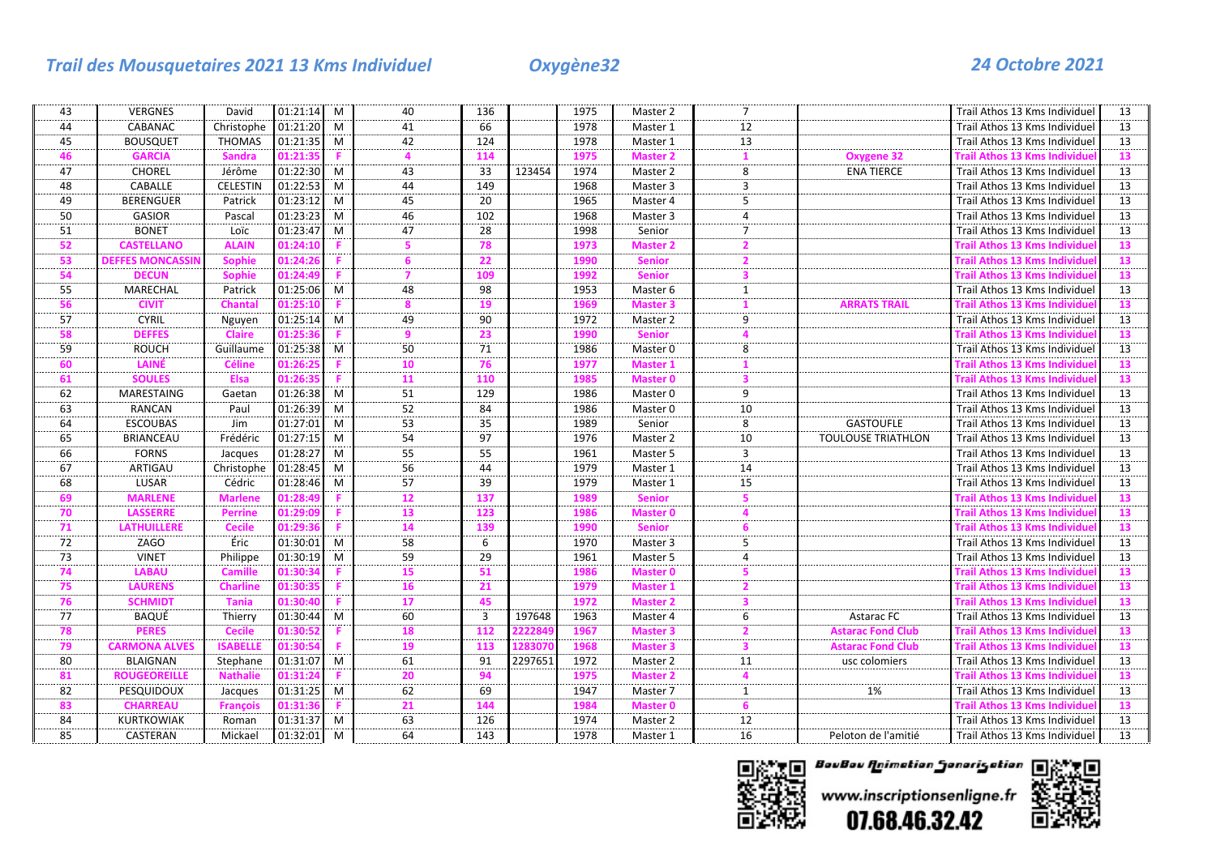*Trail des Mousquetaires 2021 13 Kms Individuel* *Oxygène32* *24 Octobre 2021*

| | | | | | | | | | | | | | |
|---|---|---|---|---|---|---|---|---|---|---|---|---|---|
| 43 | VERGNES | David | 01:21:14 | M | 40 | 136 | | 1975 | Master 2 | 7 | | Trail Athos 13 Kms Individuel | 13 |
| 44 | CABANAC | Christophe | 01:21:20 | M | 41 | 66 | | 1978 | Master 1 | 12 | | Trail Athos 13 Kms Individuel | 13 |
| 45 | BOUSQUET | THOMAS | 01:21:35 | M | 42 | 124 | | 1978 | Master 1 | 13 | | Trail Athos 13 Kms Individuel | 13 |
| 46 | GARCIA | Sandra | 01:21:35 | F | 4 | 114 | | 1975 | Master 2 | 1 | Oxygene 32 | Trail Athos 13 Kms Individuel | 13 |
| 47 | CHOREL | Jérôme | 01:22:30 | M | 43 | 33 | 123454 | 1974 | Master 2 | 8 | ENA TIERCE | Trail Athos 13 Kms Individuel | 13 |
| 48 | CABALLE | CELESTIN | 01:22:53 | M | 44 | 149 | | 1968 | Master 3 | 3 | | Trail Athos 13 Kms Individuel | 13 |
| 49 | BERENGUER | Patrick | 01:23:12 | M | 45 | 20 | | 1965 | Master 4 | 5 | | Trail Athos 13 Kms Individuel | 13 |
| 50 | GASIOR | Pascal | 01:23:23 | M | 46 | 102 | | 1968 | Master 3 | 4 | | Trail Athos 13 Kms Individuel | 13 |
| 51 | BONET | Loïc | 01:23:47 | M | 47 | 28 | | 1998 | Senior | 7 | | Trail Athos 13 Kms Individuel | 13 |
| 52 | CASTELLANO | ALAIN | 01:24:10 | F | 5 | 78 | | 1973 | Master 2 | 2 | | Trail Athos 13 Kms Individuel | 13 |
| 53 | DEFFES MONCASSIN | Sophie | 01:24:26 | F | 6 | 22 | | 1990 | Senior | 2 | | Trail Athos 13 Kms Individuel | 13 |
| 54 | DECUN | Sophie | 01:24:49 | F | 7 | 109 | | 1992 | Senior | 3 | | Trail Athos 13 Kms Individuel | 13 |
| 55 | MARECHAL | Patrick | 01:25:06 | M | 48 | 98 | | 1953 | Master 6 | 1 | | Trail Athos 13 Kms Individuel | 13 |
| 56 | CIVIT | Chantal | 01:25:10 | F | 8 | 19 | | 1969 | Master 3 | 1 | ARRATS TRAIL | Trail Athos 13 Kms Individuel | 13 |
| 57 | CYRIL | Nguyen | 01:25:14 | M | 49 | 90 | | 1972 | Master 2 | 9 | | Trail Athos 13 Kms Individuel | 13 |
| 58 | DEFFES | Claire | 01:25:36 | F | 9 | 23 | | 1990 | Senior | 4 | | Trail Athos 13 Kms Individuel | 13 |
| 59 | ROUCH | Guillaume | 01:25:38 | M | 50 | 71 | | 1986 | Master 0 | 8 | | Trail Athos 13 Kms Individuel | 13 |
| 60 | LAINÉ | Céline | 01:26:25 | F | 10 | 76 | | 1977 | Master 1 | 1 | | Trail Athos 13 Kms Individuel | 13 |
| 61 | SOULES | Elsa | 01:26:35 | F | 11 | 110 | | 1985 | Master 0 | 3 | | Trail Athos 13 Kms Individuel | 13 |
| 62 | MARESTAING | Gaetan | 01:26:38 | M | 51 | 129 | | 1986 | Master 0 | 9 | | Trail Athos 13 Kms Individuel | 13 |
| 63 | RANCAN | Paul | 01:26:39 | M | 52 | 84 | | 1986 | Master 0 | 10 | | Trail Athos 13 Kms Individuel | 13 |
| 64 | ESCOUBAS | Jim | 01:27:01 | M | 53 | 35 | | 1989 | Senior | 8 | GASTOUFLE | Trail Athos 13 Kms Individuel | 13 |
| 65 | BRIANCEAU | Frédéric | 01:27:15 | M | 54 | 97 | | 1976 | Master 2 | 10 | TOULOUSE TRIATHLON | Trail Athos 13 Kms Individuel | 13 |
| 66 | FORNS | Jacques | 01:28:27 | M | 55 | 55 | | 1961 | Master 5 | 3 | | Trail Athos 13 Kms Individuel | 13 |
| 67 | ARTIGAU | Christophe | 01:28:45 | M | 56 | 44 | | 1979 | Master 1 | 14 | | Trail Athos 13 Kms Individuel | 13 |
| 68 | LUSAR | Cédric | 01:28:46 | M | 57 | 39 | | 1979 | Master 1 | 15 | | Trail Athos 13 Kms Individuel | 13 |
| 69 | MARLENE | Marlene | 01:28:49 | F | 12 | 137 | | 1989 | Senior | 5 | | Trail Athos 13 Kms Individuel | 13 |
| 70 | LASSERRE | Perrine | 01:29:09 | F | 13 | 123 | | 1986 | Master 0 | 4 | | Trail Athos 13 Kms Individuel | 13 |
| 71 | LATHUILLERE | Cecile | 01:29:36 | F | 14 | 139 | | 1990 | Senior | 6 | | Trail Athos 13 Kms Individuel | 13 |
| 72 | ZAGO | Éric | 01:30:01 | M | 58 | 6 | | 1970 | Master 3 | 5 | | Trail Athos 13 Kms Individuel | 13 |
| 73 | VINET | Philippe | 01:30:19 | M | 59 | 29 | | 1961 | Master 5 | 4 | | Trail Athos 13 Kms Individuel | 13 |
| 74 | LABAU | Camille | 01:30:34 | F | 15 | 51 | | 1986 | Master 0 | 5 | | Trail Athos 13 Kms Individuel | 13 |
| 75 | LAURENS | Charline | 01:30:35 | F | 16 | 21 | | 1979 | Master 1 | 2 | | Trail Athos 13 Kms Individuel | 13 |
| 76 | SCHMIDT | Tania | 01:30:40 | F | 17 | 45 | | 1972 | Master 2 | 3 | | Trail Athos 13 Kms Individuel | 13 |
| 77 | BAQUÉ | Thierry | 01:30:44 | M | 60 | 3 | 197648 | 1963 | Master 4 | 6 | Astarac FC | Trail Athos 13 Kms Individuel | 13 |
| 78 | PERES | Cecile | 01:30:52 | F | 18 | 112 | 2222849 | 1967 | Master 3 | 2 | Astarac Fond Club | Trail Athos 13 Kms Individuel | 13 |
| 79 | CARMONA ALVES | ISABELLE | 01:30:54 | F | 19 | 113 | 1283070 | 1968 | Master 3 | 3 | Astarac Fond Club | Trail Athos 13 Kms Individuel | 13 |
| 80 | BLAIGNAN | Stephane | 01:31:07 | M | 61 | 91 | 2297651 | 1972 | Master 2 | 11 | usc colomiers | Trail Athos 13 Kms Individuel | 13 |
| 81 | ROUGEOREILLE | Nathalie | 01:31:24 | F | 20 | 94 | | 1975 | Master 2 | 4 | | Trail Athos 13 Kms Individuel | 13 |
| 82 | PESQUIDOUX | Jacques | 01:31:25 | M | 62 | 69 | | 1947 | Master 7 | 1 | 1% | Trail Athos 13 Kms Individuel | 13 |
| 83 | CHARREAU | François | 01:31:36 | F | 21 | 144 | | 1984 | Master 0 | 6 | | Trail Athos 13 Kms Individuel | 13 |
| 84 | KURTKOWIAK | Roman | 01:31:37 | M | 63 | 126 | | 1974 | Master 2 | 12 | | Trail Athos 13 Kms Individuel | 13 |
| 85 | CASTERAN | Mickael | 01:32:01 | M | 64 | 143 | | 1978 | Master 1 | 16 | Peloton de l'amitié | Trail Athos 13 Kms Individuel | 13 |

BouBou Animation Sonorisation
www.inscriptionsenligne.fr
07.68.46.32.42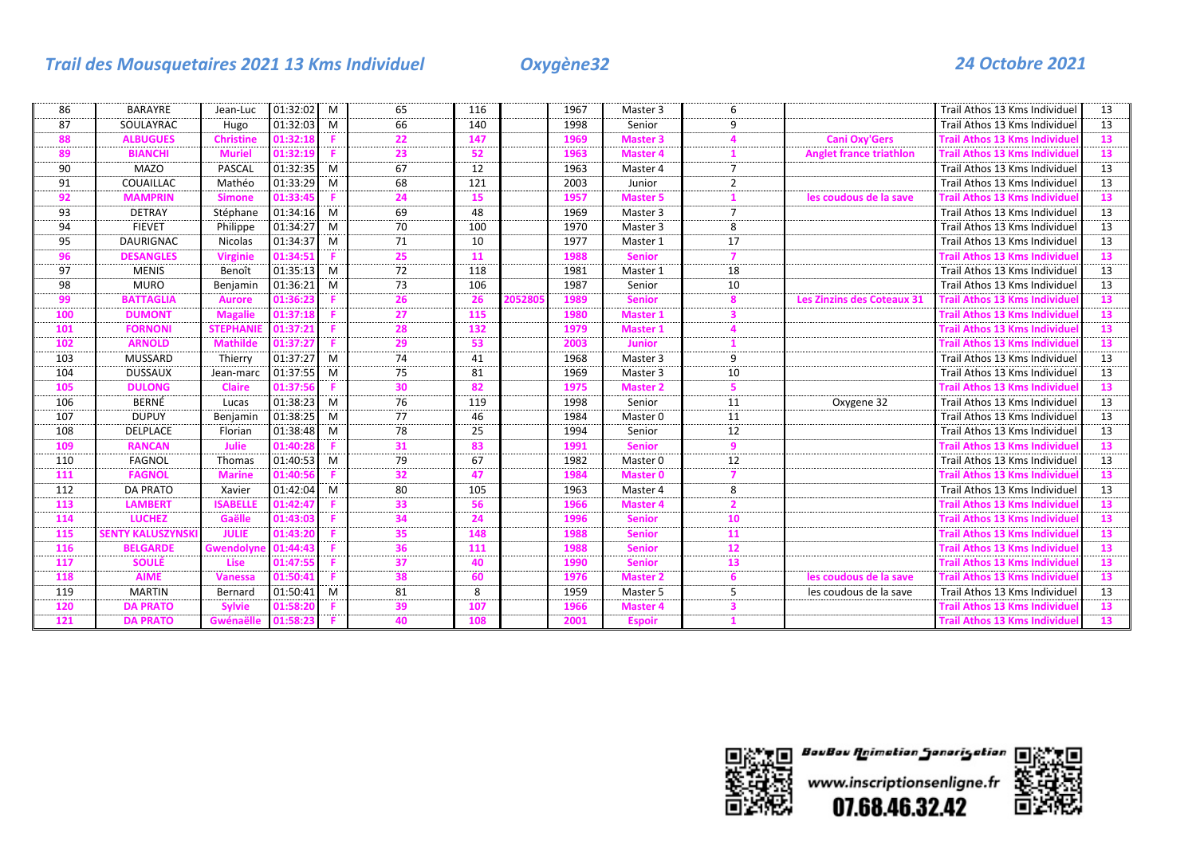*Trail des Mousquetaires 2021 13 Kms Individuel* *Oxygène32* *24 Octobre 2021*

| | | | | | | | | | | | | | |
|---|---|---|---|---|---|---|---|---|---|---|---|---|---|
| 86 | BARAYRE | Jean-Luc | 01:32:02 | M | 65 | 116 | | 1967 | Master 3 | 6 | | Trail Athos 13 Kms Individuel | 13 |
| 87 | SOULAYRAC | Hugo | 01:32:03 | M | 66 | 140 | | 1998 | Senior | 9 | | Trail Athos 13 Kms Individuel | 13 |
| 88 | ALBUGUES | Christine | 01:32:18 | F | 22 | 147 | | 1969 | Master 3 | 4 | Cani Oxy'Gers | Trail Athos 13 Kms Individuel | 13 |
| 89 | BIANCHI | Muriel | 01:32:19 | F | 23 | 52 | | 1963 | Master 4 | 1 | Anglet france triathlon | Trail Athos 13 Kms Individuel | 13 |
| 90 | MAZO | PASCAL | 01:32:35 | M | 67 | 12 | | 1963 | Master 4 | 7 | | Trail Athos 13 Kms Individuel | 13 |
| 91 | COUAILLAC | Mathéo | 01:33:29 | M | 68 | 121 | | 2003 | Junior | 2 | | Trail Athos 13 Kms Individuel | 13 |
| 92 | MAMPRIN | Simone | 01:33:45 | F | 24 | 15 | | 1957 | Master 5 | 1 | les coudous de la save | Trail Athos 13 Kms Individuel | 13 |
| 93 | DETRAY | Stéphane | 01:34:16 | M | 69 | 48 | | 1969 | Master 3 | 7 | | Trail Athos 13 Kms Individuel | 13 |
| 94 | FIEVET | Philippe | 01:34:27 | M | 70 | 100 | | 1970 | Master 3 | 8 | | Trail Athos 13 Kms Individuel | 13 |
| 95 | DAURIGNAC | Nicolas | 01:34:37 | M | 71 | 10 | | 1977 | Master 1 | 17 | | Trail Athos 13 Kms Individuel | 13 |
| 96 | DESANGLES | Virginie | 01:34:51 | F | 25 | 11 | | 1988 | Senior | 7 | | Trail Athos 13 Kms Individuel | 13 |
| 97 | MENIS | Benoît | 01:35:13 | M | 72 | 118 | | 1981 | Master 1 | 18 | | Trail Athos 13 Kms Individuel | 13 |
| 98 | MURO | Benjamin | 01:36:21 | M | 73 | 106 | | 1987 | Senior | 10 | | Trail Athos 13 Kms Individuel | 13 |
| 99 | BATTAGLIA | Aurore | 01:36:23 | F | 26 | 26 | 2052805 | 1989 | Senior | 8 | Les Zinzins des Coteaux 31 | Trail Athos 13 Kms Individuel | 13 |
| 100 | DUMONT | Magalie | 01:37:18 | F | 27 | 115 | | 1980 | Master 1 | 3 | | Trail Athos 13 Kms Individuel | 13 |
| 101 | FORNONI | STEPHANIE | 01:37:21 | F | 28 | 132 | | 1979 | Master 1 | 4 | | Trail Athos 13 Kms Individuel | 13 |
| 102 | ARNOLD | Mathilde | 01:37:27 | F | 29 | 53 | | 2003 | Junior | 1 | | Trail Athos 13 Kms Individuel | 13 |
| 103 | MUSSARD | Thierry | 01:37:27 | M | 74 | 41 | | 1968 | Master 3 | 9 | | Trail Athos 13 Kms Individuel | 13 |
| 104 | DUSSAUX | Jean-marc | 01:37:55 | M | 75 | 81 | | 1969 | Master 3 | 10 | | Trail Athos 13 Kms Individuel | 13 |
| 105 | DULONG | Claire | 01:37:56 | F | 30 | 82 | | 1975 | Master 2 | 5 | | Trail Athos 13 Kms Individuel | 13 |
| 106 | BERNÉ | Lucas | 01:38:23 | M | 76 | 119 | | 1998 | Senior | 11 | Oxygene 32 | Trail Athos 13 Kms Individuel | 13 |
| 107 | DUPUY | Benjamin | 01:38:25 | M | 77 | 46 | | 1984 | Master 0 | 11 | | Trail Athos 13 Kms Individuel | 13 |
| 108 | DELPLACE | Florian | 01:38:48 | M | 78 | 25 | | 1994 | Senior | 12 | | Trail Athos 13 Kms Individuel | 13 |
| 109 | RANCAN | Julie | 01:40:28 | F | 31 | 83 | | 1991 | Senior | 9 | | Trail Athos 13 Kms Individuel | 13 |
| 110 | FAGNOL | Thomas | 01:40:53 | M | 79 | 67 | | 1982 | Master 0 | 12 | | Trail Athos 13 Kms Individuel | 13 |
| 111 | FAGNOL | Marine | 01:40:56 | F | 32 | 47 | | 1984 | Master 0 | 7 | | Trail Athos 13 Kms Individuel | 13 |
| 112 | DA PRATO | Xavier | 01:42:04 | M | 80 | 105 | | 1963 | Master 4 | 8 | | Trail Athos 13 Kms Individuel | 13 |
| 113 | LAMBERT | ISABELLE | 01:42:47 | F | 33 | 56 | | 1966 | Master 4 | 2 | | Trail Athos 13 Kms Individuel | 13 |
| 114 | LUCHEZ | Gaëlle | 01:43:03 | F | 34 | 24 | | 1996 | Senior | 10 | | Trail Athos 13 Kms Individuel | 13 |
| 115 | SENTY KALUSZYNSKI | JULIE | 01:43:20 | F | 35 | 148 | | 1988 | Senior | 11 | | Trail Athos 13 Kms Individuel | 13 |
| 116 | BELGARDE | Gwendolyne | 01:44:43 | F | 36 | 111 | | 1988 | Senior | 12 | | Trail Athos 13 Kms Individuel | 13 |
| 117 | SOULÉ | Lise | 01:47:55 | F | 37 | 40 | | 1990 | Senior | 13 | | Trail Athos 13 Kms Individuel | 13 |
| 118 | AIME | Vanessa | 01:50:41 | F | 38 | 60 | | 1976 | Master 2 | 6 | les coudous de la save | Trail Athos 13 Kms Individuel | 13 |
| 119 | MARTIN | Bernard | 01:50:41 | M | 81 | 8 | | 1959 | Master 5 | 5 | les coudous de la save | Trail Athos 13 Kms Individuel | 13 |
| 120 | DA PRATO | Sylvie | 01:58:20 | F | 39 | 107 | | 1966 | Master 4 | 3 | | Trail Athos 13 Kms Individuel | 13 |
| 121 | DA PRATO | Gwénaëlle | 01:58:23 | F | 40 | 108 | | 2001 | Espoir | 1 | | Trail Athos 13 Kms Individuel | 13 |

BouBou Animation Sonorisation
www.inscriptionsenligne.fr
07.68.46.32.42